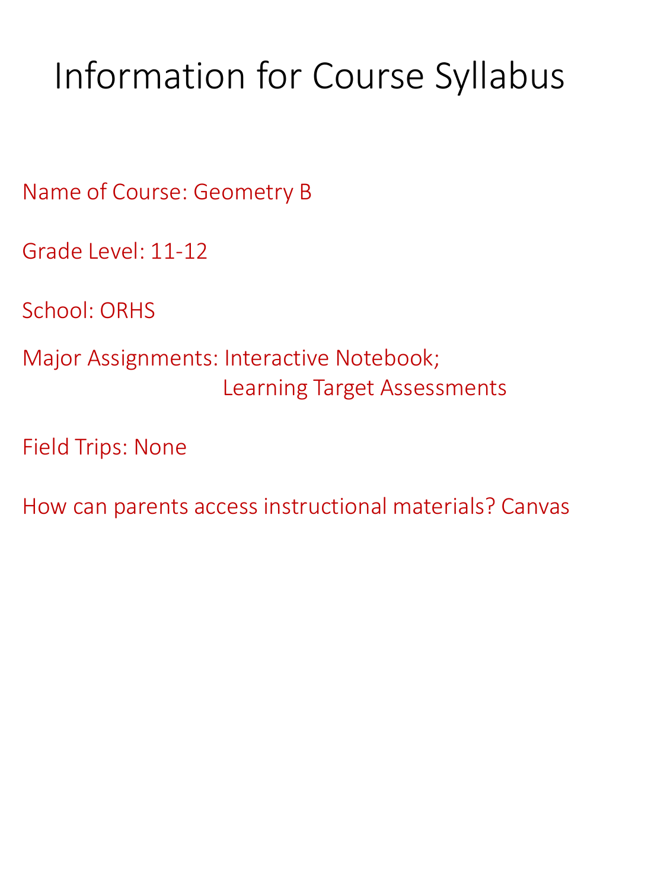# Information for Course Syllabus

Name of Course: Geometry B

Grade Level: 11-12

School: ORHS

Major Assignments: Interactive Notebook;
Learning Target Assessments

Field Trips: None

How can parents access instructional materials? Canvas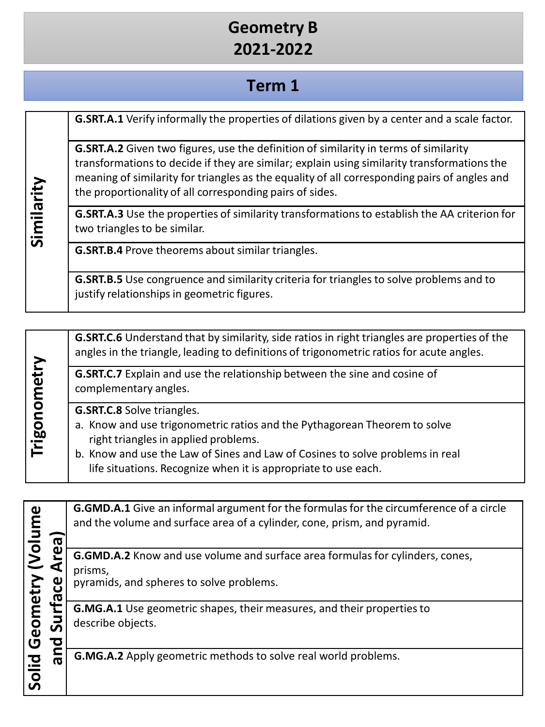# Geometry B
# 2021-2022

## Term 1

| Similarity | |
|---|---|
| | **G.SRT.A.1** Verify informally the properties of dilations given by a center and a scale factor. |
| | **G.SRT.A.2** Given two figures, use the definition of similarity in terms of similarity transformations to decide if they are similar; explain using similarity transformations the meaning of similarity for triangles as the equality of all corresponding pairs of angles and the proportionality of all corresponding pairs of sides. |
| | **G.SRT.A.3** Use the properties of similarity transformations to establish the AA criterion for two triangles to be similar. |
| | **G.SRT.B.4** Prove theorems about similar triangles. |
| | **G.SRT.B.5** Use congruence and similarity criteria for triangles to solve problems and to justify relationships in geometric figures. |

| Trigonometry | |
|---|---|
| | **G.SRT.C.6** Understand that by similarity, side ratios in right triangles are properties of the angles in the triangle, leading to definitions of trigonometric ratios for acute angles. |
| | **G.SRT.C.7** Explain and use the relationship between the sine and cosine of complementary angles. |
| | **G.SRT.C.8** Solve triangles. <br> a. Know and use trigonometric ratios and the Pythagorean Theorem to solve right triangles in applied problems. <br> b. Know and use the Law of Sines and Law of Cosines to solve problems in real life situations. Recognize when it is appropriate to use each. |

| Solid Geometry (Volume and Surface Area) | |
|---|---|
| | **G.GMD.A.1** Give an informal argument for the formulas for the circumference of a circle and the volume and surface area of a cylinder, cone, prism, and pyramid. |
| | **G.GMD.A.2** Know and use volume and surface area formulas for cylinders, cones, prisms, pyramids, and spheres to solve problems. |
| | **G.MG.A.1** Use geometric shapes, their measures, and their properties to describe objects. |
| | **G.MG.A.2** Apply geometric methods to solve real world problems. |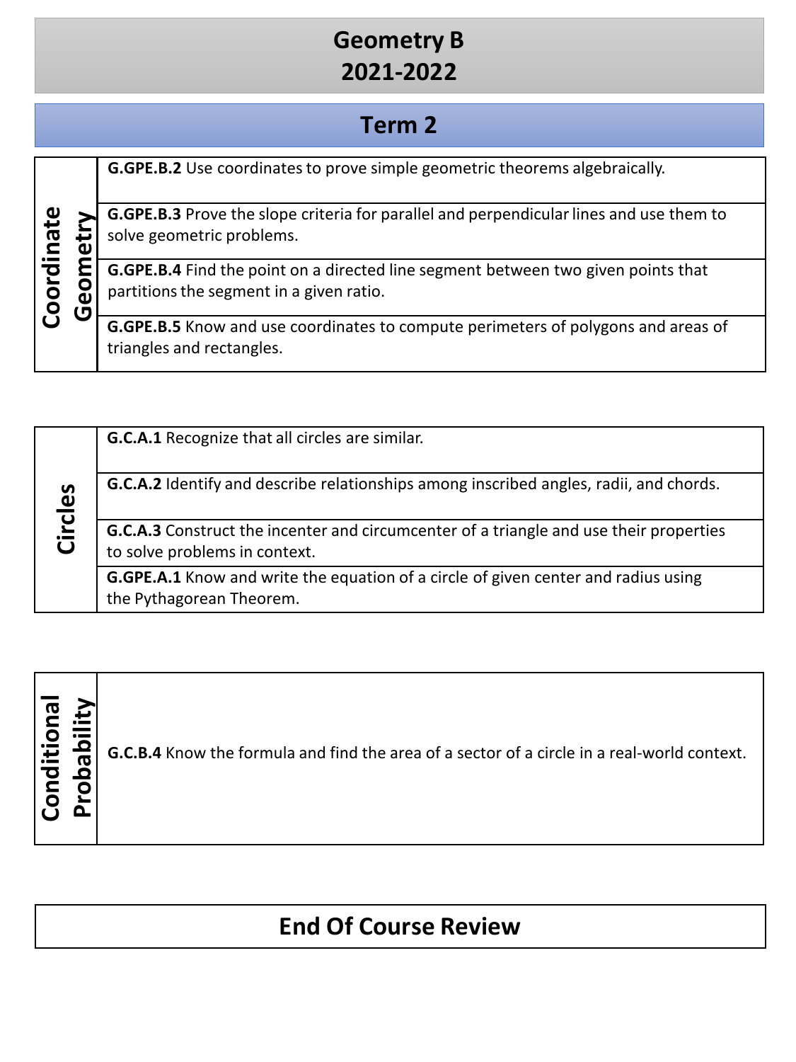# Geometry B
# 2021-2022

## Term 2

| | |
|---|---|
| **Coordinate Geometry** | **G.GPE.B.2** Use coordinates to prove simple geometric theorems algebraically. |
| | **G.GPE.B.3** Prove the slope criteria for parallel and perpendicular lines and use them to solve geometric problems. |
| | **G.GPE.B.4** Find the point on a directed line segment between two given points that partitions the segment in a given ratio. |
| | **G.GPE.B.5** Know and use coordinates to compute perimeters of polygons and areas of triangles and rectangles. |

| | |
|---|---|
| **Circles** | **G.C.A.1** Recognize that all circles are similar. |
| | **G.C.A.2** Identify and describe relationships among inscribed angles, radii, and chords. |
| | **G.C.A.3** Construct the incenter and circumcenter of a triangle and use their properties to solve problems in context. |
| | **G.GPE.A.1** Know and write the equation of a circle of given center and radius using the Pythagorean Theorem. |

| | |
|---|---|
| **Conditional Probability** | **G.C.B.4** Know the formula and find the area of a sector of a circle in a real-world context. |

## End Of Course Review